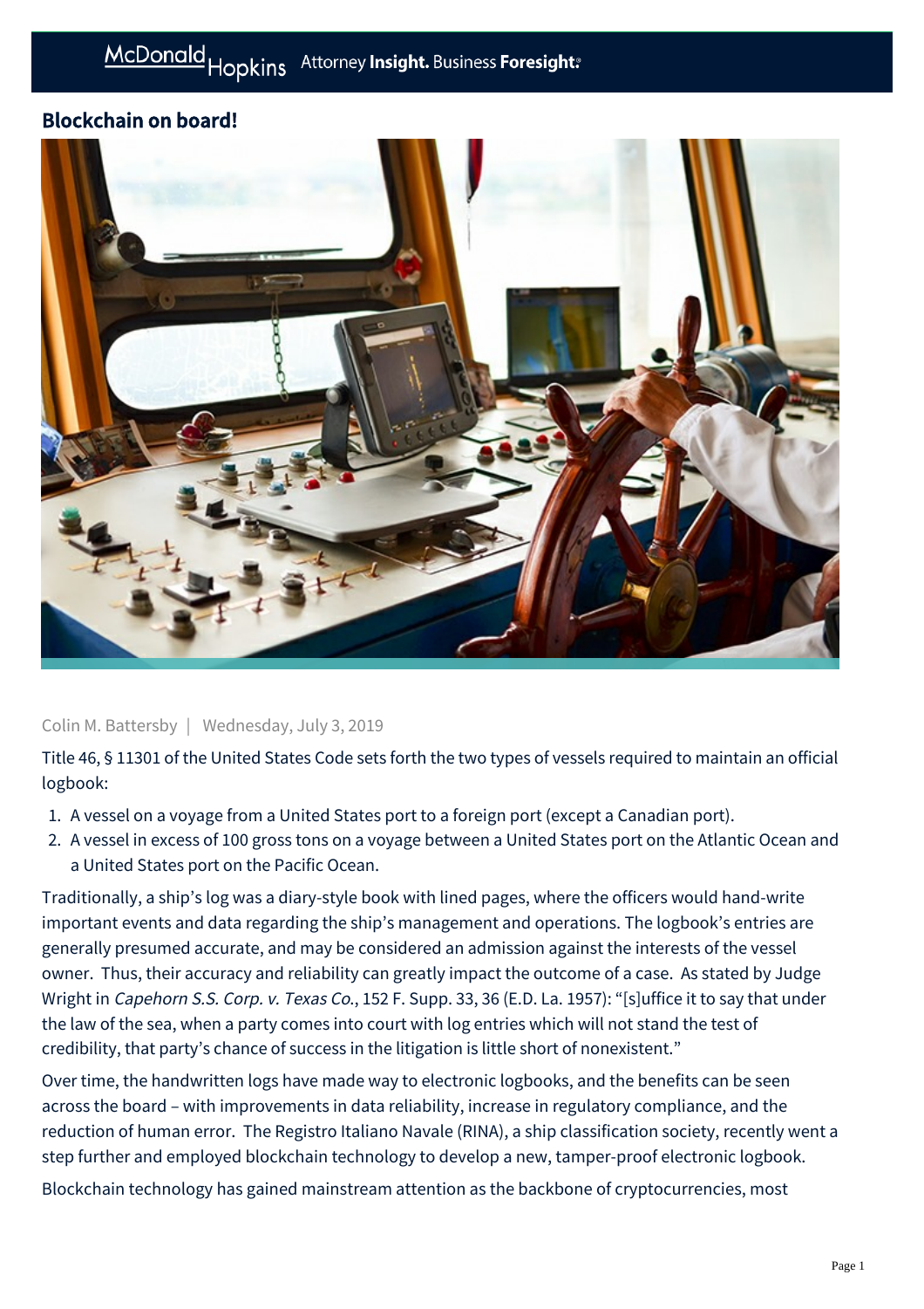## Blockchain on board!

Colin M. Battersby | Wednesday, July 3, 2019

Title 46, § 11301 of the United States Code sets forth the two types of vessels required to maintain an official logbook:

1. A vessel on a voyage from a United States port to a foreign port (except a Canadian port).
2. A vessel in excess of 100 gross tons on a voyage between a United States port on the Atlantic Ocean and a United States port on the Pacific Ocean.

Traditionally, a ship's log was a diary-style book with lined pages, where the officers would hand-write important events and data regarding the ship's management and operations. The logbook's entries are generally presumed accurate, and may be considered an admission against the interests of the vessel owner. Thus, their accuracy and reliability can greatly impact the outcome of a case. As stated by Judge Wright in *Capehorn S.S. Corp. v. Texas Co.*, 152 F. Supp. 33, 36 (E.D. La. 1957): "[s]uffice it to say that under the law of the sea, when a party comes into court with log entries which will not stand the test of credibility, that party's chance of success in the litigation is little short of nonexistent."

Over time, the handwritten logs have made way to electronic logbooks, and the benefits can be seen across the board – with improvements in data reliability, increase in regulatory compliance, and the reduction of human error. The Registro Italiano Navale (RINA), a ship classification society, recently went a step further and employed blockchain technology to develop a new, tamper-proof electronic logbook.

Blockchain technology has gained mainstream attention as the backbone of cryptocurrencies, most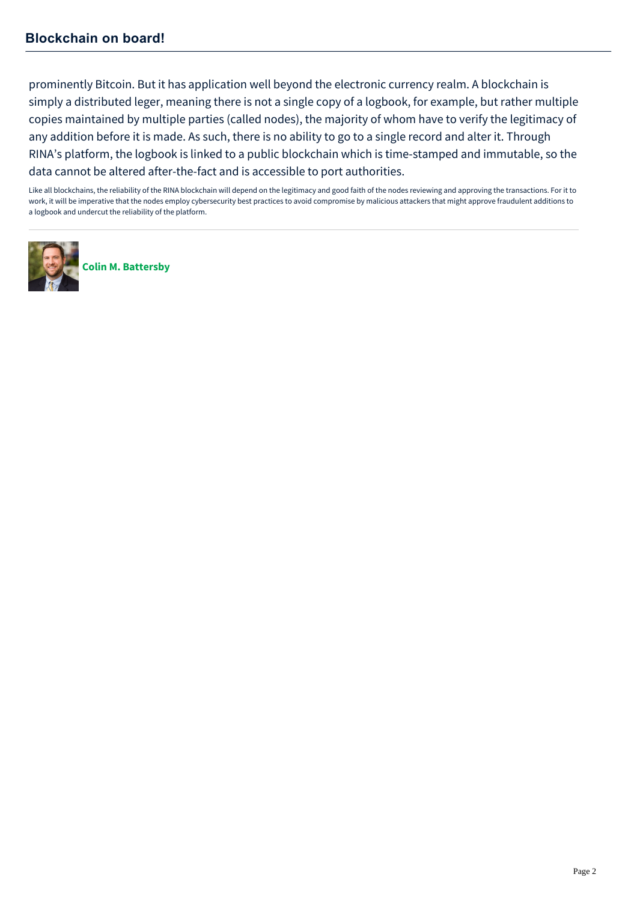prominently Bitcoin. But it has application well beyond the electronic currency realm. A blockchain is simply a distributed leger, meaning there is not a single copy of a logbook, for example, but rather multiple copies maintained by multiple parties (called nodes), the majority of whom have to verify the legitimacy of any addition before it is made. As such, there is no ability to go to a single record and alter it. Through RINA's platform, the logbook is linked to a public blockchain which is time-stamped and immutable, so the data cannot be altered after-the-fact and is accessible to port authorities.

Like all blockchains, the reliability of the RINA blockchain will depend on the legitimacy and good faith of the nodes reviewing and approving the transactions. For it to work, it will be imperative that the nodes employ cybersecurity best practices to avoid compromise by malicious attackers that might approve fraudulent additions to a logbook and undercut the reliability of the platform.

---

**Colin M. Battersby**